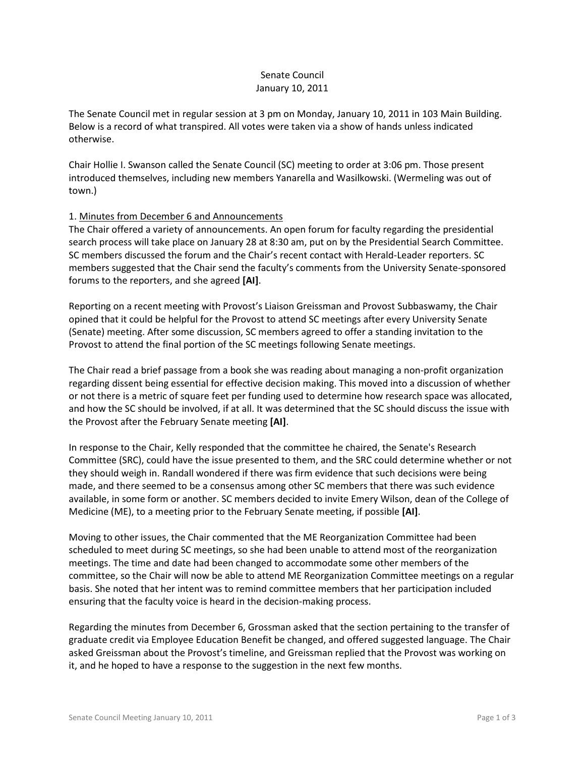Senate Council
January 10, 2011

The Senate Council met in regular session at 3 pm on Monday, January 10, 2011 in 103 Main Building. Below is a record of what transpired. All votes were taken via a show of hands unless indicated otherwise.

Chair Hollie I. Swanson called the Senate Council (SC) meeting to order at 3:06 pm. Those present introduced themselves, including new members Yanarella and Wasilkowski. (Wermeling was out of town.)

1. Minutes from December 6 and Announcements

The Chair offered a variety of announcements. An open forum for faculty regarding the presidential search process will take place on January 28 at 8:30 am, put on by the Presidential Search Committee. SC members discussed the forum and the Chair's recent contact with Herald-Leader reporters. SC members suggested that the Chair send the faculty's comments from the University Senate-sponsored forums to the reporters, and she agreed **[AI]**.

Reporting on a recent meeting with Provost's Liaison Greissman and Provost Subbaswamy, the Chair opined that it could be helpful for the Provost to attend SC meetings after every University Senate (Senate) meeting. After some discussion, SC members agreed to offer a standing invitation to the Provost to attend the final portion of the SC meetings following Senate meetings.

The Chair read a brief passage from a book she was reading about managing a non-profit organization regarding dissent being essential for effective decision making. This moved into a discussion of whether or not there is a metric of square feet per funding used to determine how research space was allocated, and how the SC should be involved, if at all. It was determined that the SC should discuss the issue with the Provost after the February Senate meeting **[AI]**.

In response to the Chair, Kelly responded that the committee he chaired, the Senate's Research Committee (SRC), could have the issue presented to them, and the SRC could determine whether or not they should weigh in. Randall wondered if there was firm evidence that such decisions were being made, and there seemed to be a consensus among other SC members that there was such evidence available, in some form or another. SC members decided to invite Emery Wilson, dean of the College of Medicine (ME), to a meeting prior to the February Senate meeting, if possible **[AI]**.

Moving to other issues, the Chair commented that the ME Reorganization Committee had been scheduled to meet during SC meetings, so she had been unable to attend most of the reorganization meetings. The time and date had been changed to accommodate some other members of the committee, so the Chair will now be able to attend ME Reorganization Committee meetings on a regular basis. She noted that her intent was to remind committee members that her participation included ensuring that the faculty voice is heard in the decision-making process.

Regarding the minutes from December 6, Grossman asked that the section pertaining to the transfer of graduate credit via Employee Education Benefit be changed, and offered suggested language. The Chair asked Greissman about the Provost's timeline, and Greissman replied that the Provost was working on it, and he hoped to have a response to the suggestion in the next few months.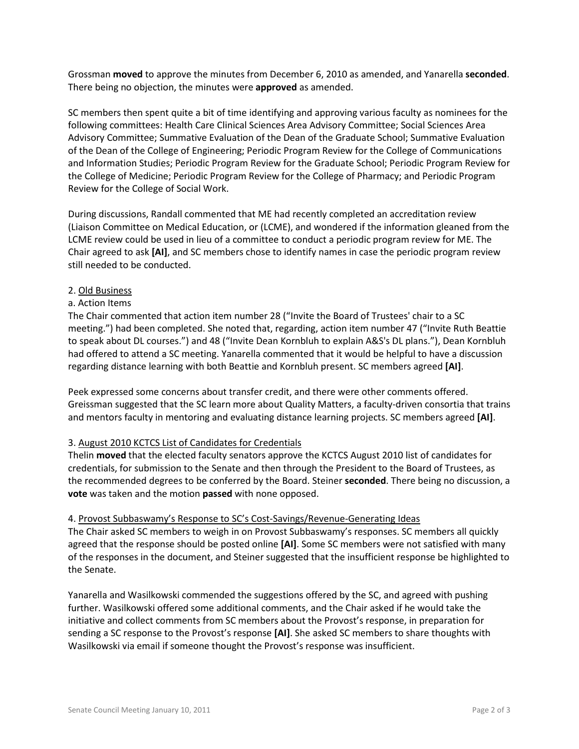Grossman **moved** to approve the minutes from December 6, 2010 as amended, and Yanarella **seconded**. There being no objection, the minutes were **approved** as amended.

SC members then spent quite a bit of time identifying and approving various faculty as nominees for the following committees: Health Care Clinical Sciences Area Advisory Committee; Social Sciences Area Advisory Committee; Summative Evaluation of the Dean of the Graduate School; Summative Evaluation of the Dean of the College of Engineering; Periodic Program Review for the College of Communications and Information Studies; Periodic Program Review for the Graduate School; Periodic Program Review for the College of Medicine; Periodic Program Review for the College of Pharmacy; and Periodic Program Review for the College of Social Work.

During discussions, Randall commented that ME had recently completed an accreditation review (Liaison Committee on Medical Education, or (LCME), and wondered if the information gleaned from the LCME review could be used in lieu of a committee to conduct a periodic program review for ME. The Chair agreed to ask **[AI]**, and SC members chose to identify names in case the periodic program review still needed to be conducted.

2. <u>Old Business</u>

a. Action Items

The Chair commented that action item number 28 ("Invite the Board of Trustees' chair to a SC meeting.") had been completed. She noted that, regarding, action item number 47 ("Invite Ruth Beattie to speak about DL courses.") and 48 ("Invite Dean Kornbluh to explain A&S's DL plans."), Dean Kornbluh had offered to attend a SC meeting. Yanarella commented that it would be helpful to have a discussion regarding distance learning with both Beattie and Kornbluh present. SC members agreed **[AI]**.

Peek expressed some concerns about transfer credit, and there were other comments offered. Greissman suggested that the SC learn more about Quality Matters, a faculty-driven consortia that trains and mentors faculty in mentoring and evaluating distance learning projects. SC members agreed **[AI]**.

3. <u>August 2010 KCTCS List of Candidates for Credentials</u>

Thelin **moved** that the elected faculty senators approve the KCTCS August 2010 list of candidates for credentials, for submission to the Senate and then through the President to the Board of Trustees, as the recommended degrees to be conferred by the Board. Steiner **seconded**. There being no discussion, a **vote** was taken and the motion **passed** with none opposed.

4. <u>Provost Subbaswamy's Response to SC's Cost-Savings/Revenue-Generating Ideas</u>

The Chair asked SC members to weigh in on Provost Subbaswamy's responses. SC members all quickly agreed that the response should be posted online **[AI]**. Some SC members were not satisfied with many of the responses in the document, and Steiner suggested that the insufficient response be highlighted to the Senate.

Yanarella and Wasilkowski commended the suggestions offered by the SC, and agreed with pushing further. Wasilkowski offered some additional comments, and the Chair asked if he would take the initiative and collect comments from SC members about the Provost's response, in preparation for sending a SC response to the Provost's response **[AI]**. She asked SC members to share thoughts with Wasilkowski via email if someone thought the Provost's response was insufficient.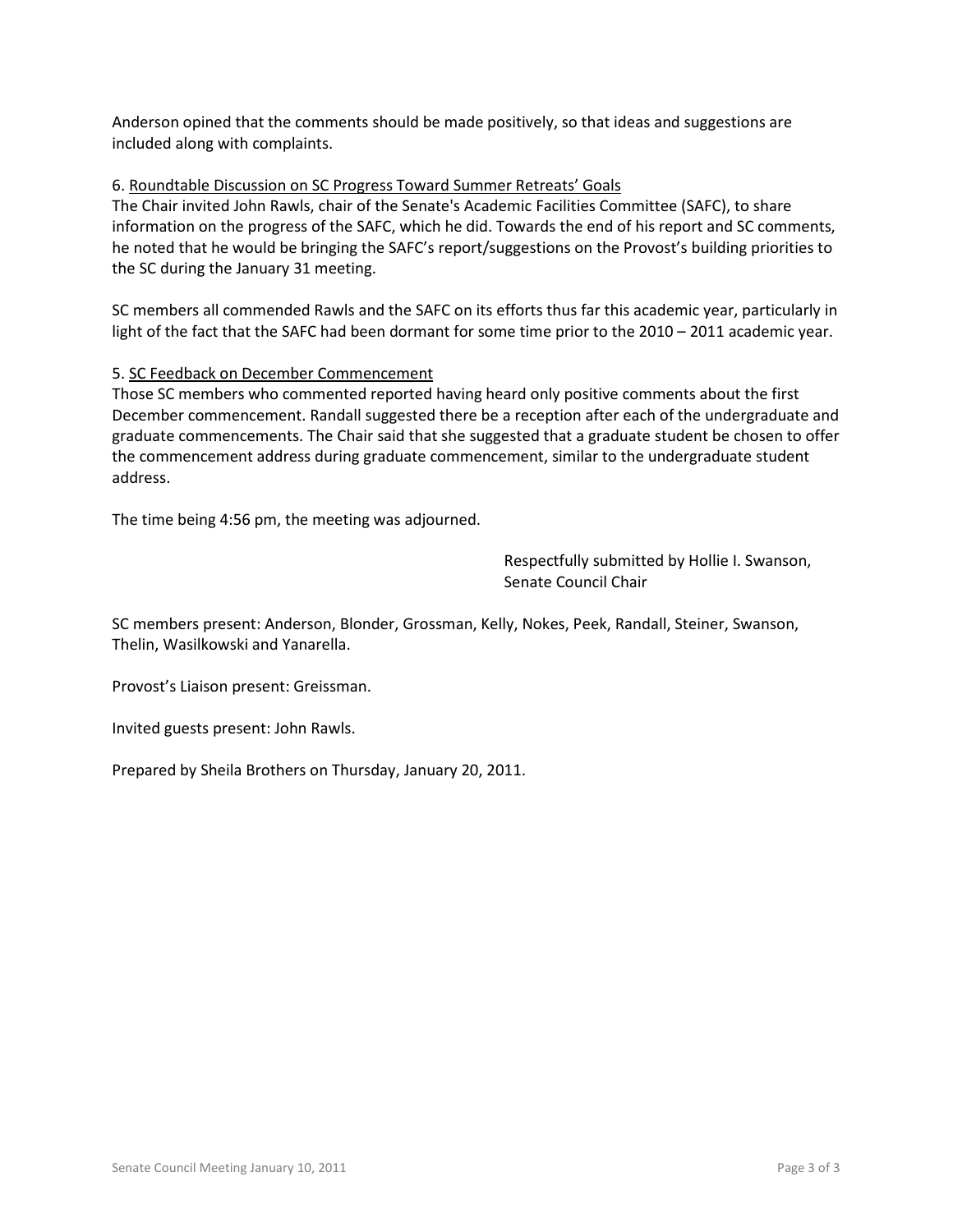Anderson opined that the comments should be made positively, so that ideas and suggestions are included along with complaints.

6. <u>Roundtable Discussion on SC Progress Toward Summer Retreats' Goals</u>
The Chair invited John Rawls, chair of the Senate's Academic Facilities Committee (SAFC), to share information on the progress of the SAFC, which he did. Towards the end of his report and SC comments, he noted that he would be bringing the SAFC's report/suggestions on the Provost's building priorities to the SC during the January 31 meeting.

SC members all commended Rawls and the SAFC on its efforts thus far this academic year, particularly in light of the fact that the SAFC had been dormant for some time prior to the 2010 – 2011 academic year.

5. <u>SC Feedback on December Commencement</u>
Those SC members who commented reported having heard only positive comments about the first December commencement. Randall suggested there be a reception after each of the undergraduate and graduate commencements. The Chair said that she suggested that a graduate student be chosen to offer the commencement address during graduate commencement, similar to the undergraduate student address.

The time being 4:56 pm, the meeting was adjourned.

Respectfully submitted by Hollie I. Swanson,
Senate Council Chair

SC members present: Anderson, Blonder, Grossman, Kelly, Nokes, Peek, Randall, Steiner, Swanson, Thelin, Wasilkowski and Yanarella.

Provost's Liaison present: Greissman.

Invited guests present: John Rawls.

Prepared by Sheila Brothers on Thursday, January 20, 2011.